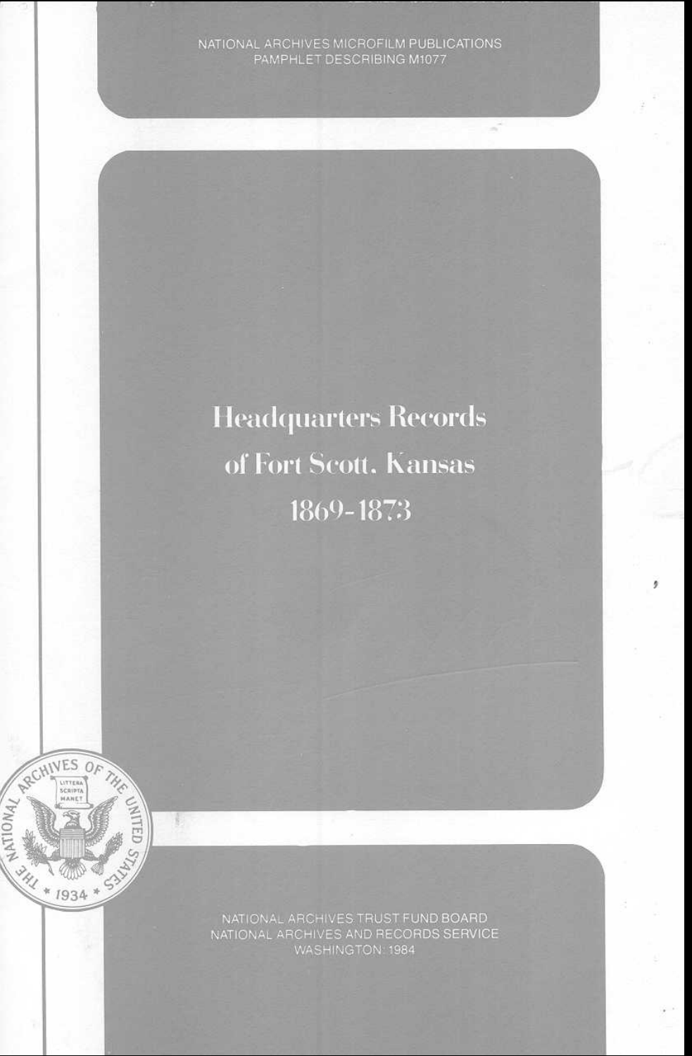NATIONAL ARCHIVES MICROFILM PUBLICATIONS
PAMPHLET DESCRIBING M1077

# Headquarters Records of Fort Scott, Kansas 1869-1873

NATIONAL ARCHIVES TRUST FUND BOARD
NATIONAL ARCHIVES AND RECORDS SERVICE
WASHINGTON: 1984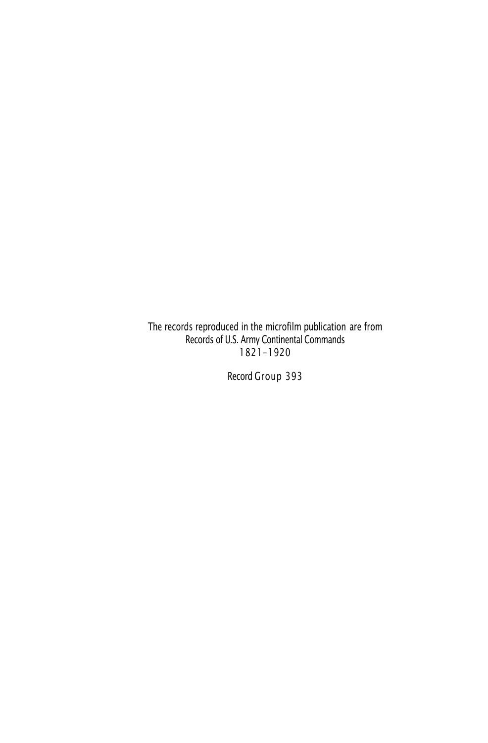The records reproduced in the microfilm publication are from
Records of U.S. Army Continental Commands
1821–1920

Record Group 393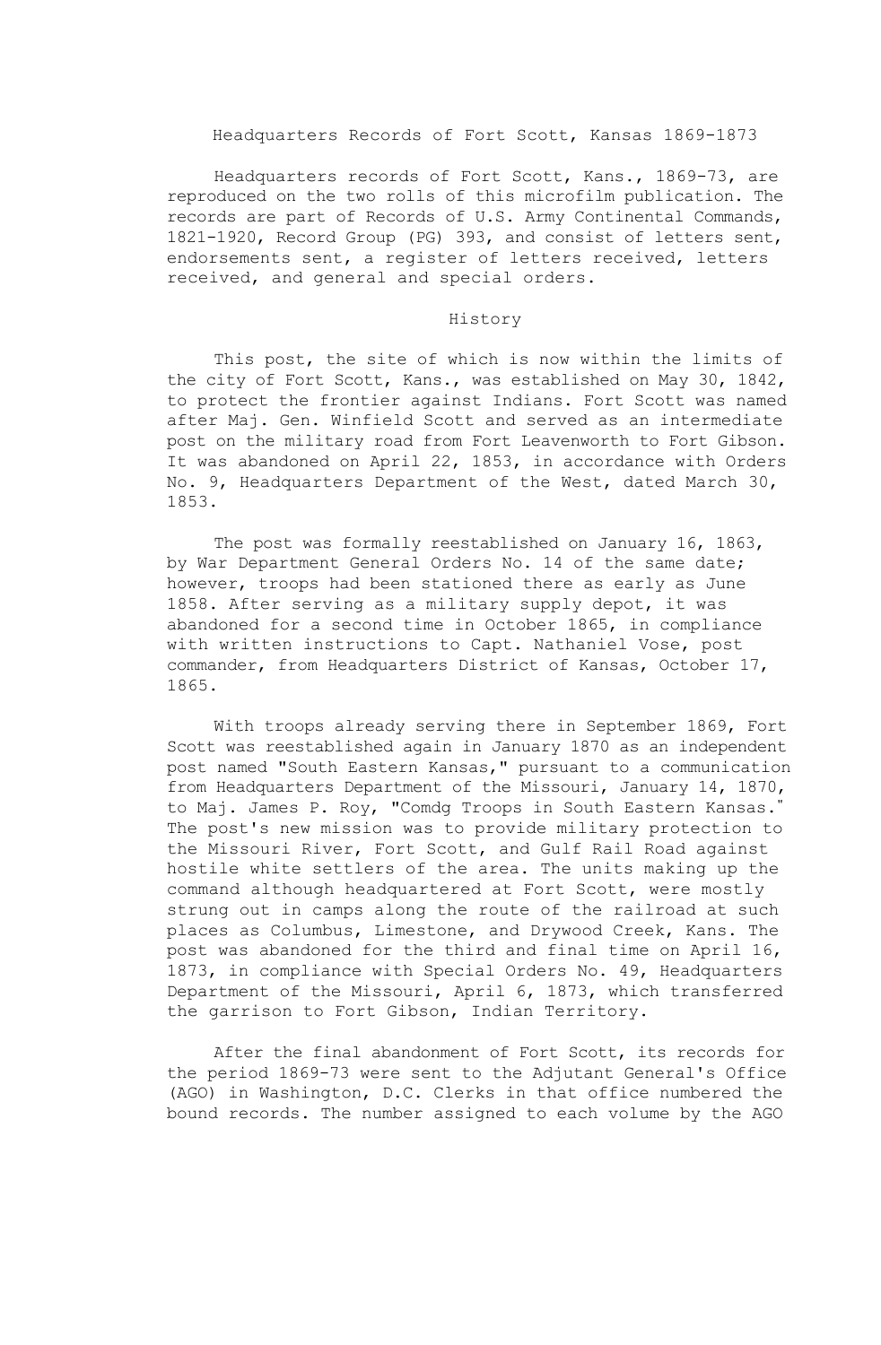# Headquarters Records of Fort Scott, Kansas 1869-1873

Headquarters records of Fort Scott, Kans., 1869-73, are reproduced on the two rolls of this microfilm publication. The records are part of Records of U.S. Army Continental Commands, 1821-1920, Record Group (PG) 393, and consist of letters sent, endorsements sent, a register of letters received, letters received, and general and special orders.

## History

This post, the site of which is now within the limits of the city of Fort Scott, Kans., was established on May 30, 1842, to protect the frontier against Indians. Fort Scott was named after Maj. Gen. Winfield Scott and served as an intermediate post on the military road from Fort Leavenworth to Fort Gibson. It was abandoned on April 22, 1853, in accordance with Orders No. 9, Headquarters Department of the West, dated March 30, 1853.

The post was formally reestablished on January 16, 1863, by War Department General Orders No. 14 of the same date; however, troops had been stationed there as early as June 1858. After serving as a military supply depot, it was abandoned for a second time in October 1865, in compliance with written instructions to Capt. Nathaniel Vose, post commander, from Headquarters District of Kansas, October 17, 1865.

With troops already serving there in September 1869, Fort Scott was reestablished again in January 1870 as an independent post named "South Eastern Kansas," pursuant to a communication from Headquarters Department of the Missouri, January 14, 1870, to Maj. James P. Roy, "Comdg Troops in South Eastern Kansas." The post's new mission was to provide military protection to the Missouri River, Fort Scott, and Gulf Rail Road against hostile white settlers of the area. The units making up the command although headquartered at Fort Scott, were mostly strung out in camps along the route of the railroad at such places as Columbus, Limestone, and Drywood Creek, Kans. The post was abandoned for the third and final time on April 16, 1873, in compliance with Special Orders No. 49, Headquarters Department of the Missouri, April 6, 1873, which transferred the garrison to Fort Gibson, Indian Territory.

After the final abandonment of Fort Scott, its records for the period 1869-73 were sent to the Adjutant General's Office (AGO) in Washington, D.C. Clerks in that office numbered the bound records. The number assigned to each volume by the AGO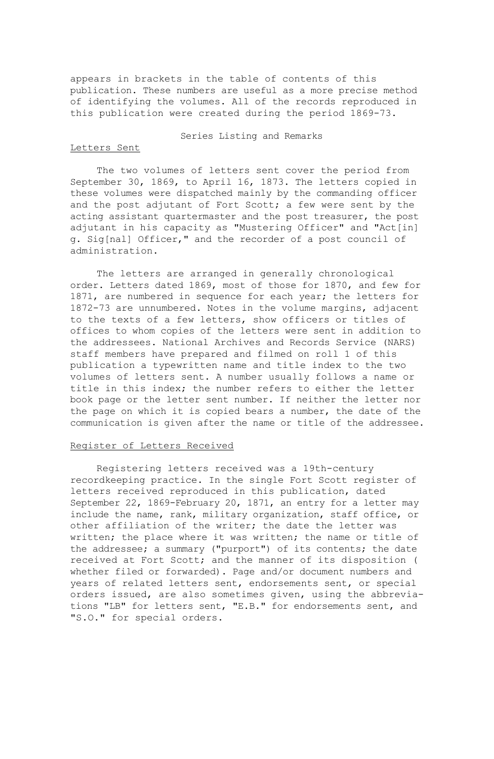appears in brackets in the table of contents of this publication. These numbers are useful as a more precise method of identifying the volumes. All of the records reproduced in this publication were created during the period 1869-73.

## Series Listing and Remarks

### Letters Sent

The two volumes of letters sent cover the period from September 30, 1869, to April 16, 1873. The letters copied in these volumes were dispatched mainly by the commanding officer and the post adjutant of Fort Scott; a few were sent by the acting assistant quartermaster and the post treasurer, the post adjutant in his capacity as "Mustering Officer" and "Act[in]g. Sig[nal] Officer," and the recorder of a post council of administration.

The letters are arranged in generally chronological order. Letters dated 1869, most of those for 1870, and few for 1871, are numbered in sequence for each year; the letters for 1872-73 are unnumbered. Notes in the volume margins, adjacent to the texts of a few letters, show officers or titles of offices to whom copies of the letters were sent in addition to the addressees. National Archives and Records Service (NARS) staff members have prepared and filmed on roll 1 of this publication a typewritten name and title index to the two volumes of letters sent. A number usually follows a name or title in this index; the number refers to either the letter book page or the letter sent number. If neither the letter nor the page on which it is copied bears a number, the date of the communication is given after the name or title of the addressee.

### Register of Letters Received

Registering letters received was a 19th-century recordkeeping practice. In the single Fort Scott register of letters received reproduced in this publication, dated September 22, 1869-February 20, 1871, an entry for a letter may include the name, rank, military organization, staff office, or other affiliation of the writer; the date the letter was written; the place where it was written; the name or title of the addressee; a summary ("purport") of its contents; the date received at Fort Scott; and the manner of its disposition (whether filed or forwarded). Page and/or document numbers and years of related letters sent, endorsements sent, or special orders issued, are also sometimes given, using the abbreviations "LB" for letters sent, "E.B." for endorsements sent, and "S.O." for special orders.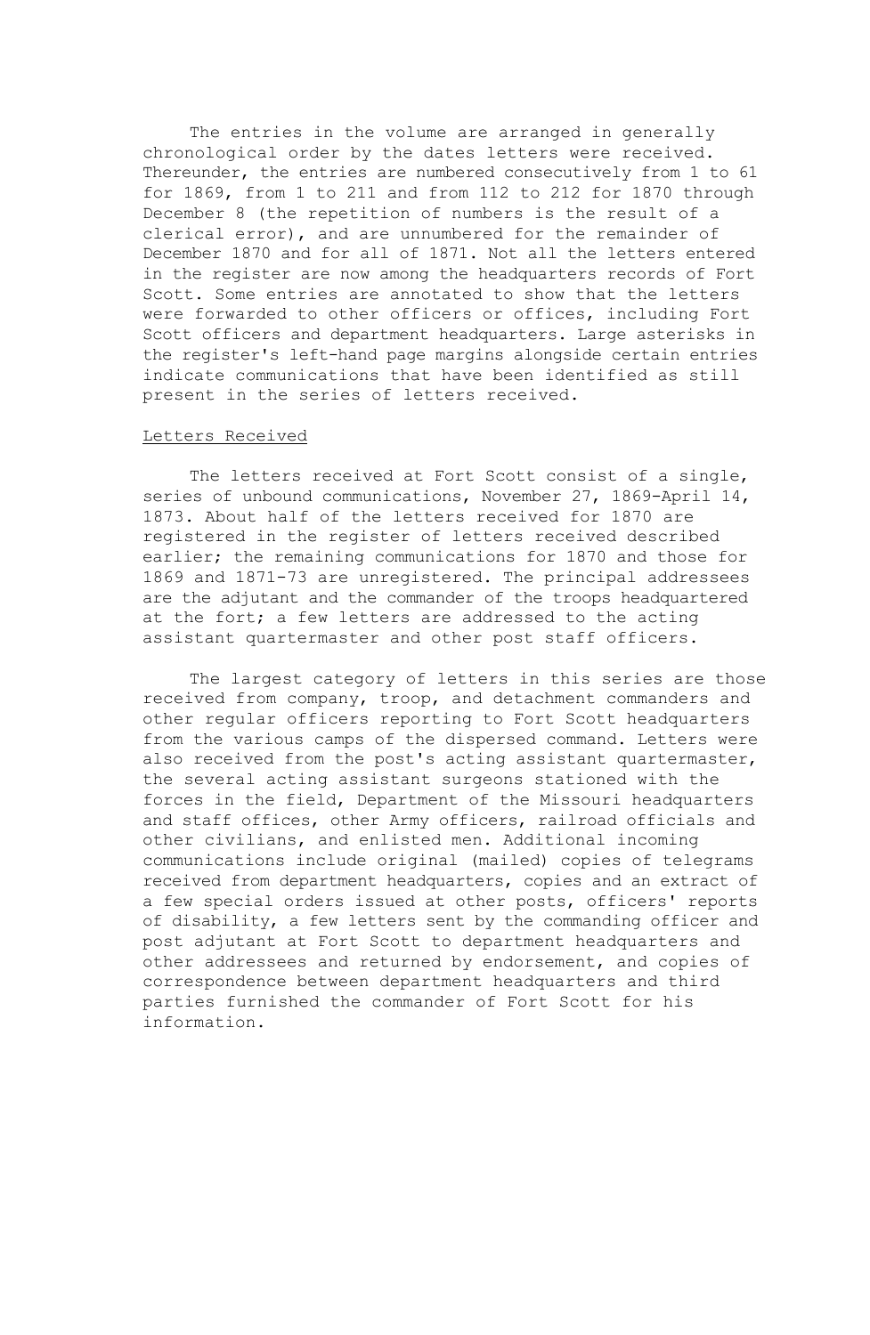The entries in the volume are arranged in generally chronological order by the dates letters were received. Thereunder, the entries are numbered consecutively from 1 to 61 for 1869, from 1 to 211 and from 112 to 212 for 1870 through December 8 (the repetition of numbers is the result of a clerical error), and are unnumbered for the remainder of December 1870 and for all of 1871. Not all the letters entered in the register are now among the headquarters records of Fort Scott. Some entries are annotated to show that the letters were forwarded to other officers or offices, including Fort Scott officers and department headquarters. Large asterisks in the register's left-hand page margins alongside certain entries indicate communications that have been identified as still present in the series of letters received.

<u>Letters Received</u>

The letters received at Fort Scott consist of a single, series of unbound communications, November 27, 1869-April 14, 1873. About half of the letters received for 1870 are registered in the register of letters received described earlier; the remaining communications for 1870 and those for 1869 and 1871-73 are unregistered. The principal addressees are the adjutant and the commander of the troops headquartered at the fort; a few letters are addressed to the acting assistant quartermaster and other post staff officers.

The largest category of letters in this series are those received from company, troop, and detachment commanders and other regular officers reporting to Fort Scott headquarters from the various camps of the dispersed command. Letters were also received from the post's acting assistant quartermaster, the several acting assistant surgeons stationed with the forces in the field, Department of the Missouri headquarters and staff offices, other Army officers, railroad officials and other civilians, and enlisted men. Additional incoming communications include original (mailed) copies of telegrams received from department headquarters, copies and an extract of a few special orders issued at other posts, officers' reports of disability, a few letters sent by the commanding officer and post adjutant at Fort Scott to department headquarters and other addressees and returned by endorsement, and copies of correspondence between department headquarters and third parties furnished the commander of Fort Scott for his information.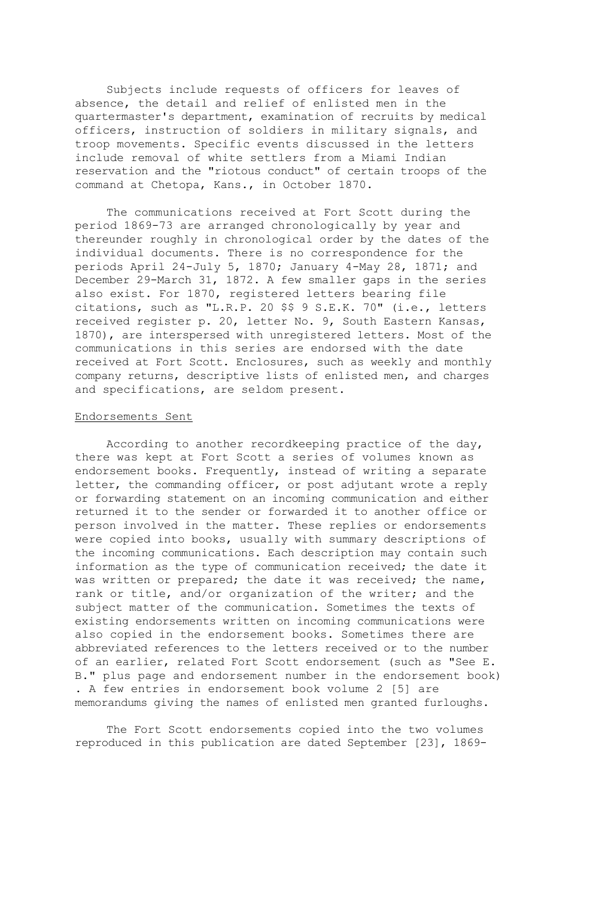Subjects include requests of officers for leaves of absence, the detail and relief of enlisted men in the quartermaster's department, examination of recruits by medical officers, instruction of soldiers in military signals, and troop movements. Specific events discussed in the letters include removal of white settlers from a Miami Indian reservation and the "riotous conduct" of certain troops of the command at Chetopa, Kans., in October 1870.

The communications received at Fort Scott during the period 1869-73 are arranged chronologically by year and thereunder roughly in chronological order by the dates of the individual documents. There is no correspondence for the periods April 24-July 5, 1870; January 4-May 28, 1871; and December 29-March 31, 1872. A few smaller gaps in the series also exist. For 1870, registered letters bearing file citations, such as "L.R.P. 20 $$ 9 S.E.K. 70" (i.e., letters received register p. 20, letter No. 9, South Eastern Kansas, 1870), are interspersed with unregistered letters. Most of the communications in this series are endorsed with the date received at Fort Scott. Enclosures, such as weekly and monthly company returns, descriptive lists of enlisted men, and charges and specifications, are seldom present.

<u>Endorsements Sent</u>

According to another recordkeeping practice of the day, there was kept at Fort Scott a series of volumes known as endorsement books. Frequently, instead of writing a separate letter, the commanding officer, or post adjutant wrote a reply or forwarding statement on an incoming communication and either returned it to the sender or forwarded it to another office or person involved in the matter. These replies or endorsements were copied into books, usually with summary descriptions of the incoming communications. Each description may contain such information as the type of communication received; the date it was written or prepared; the date it was received; the name, rank or title, and/or organization of the writer; and the subject matter of the communication. Sometimes the texts of existing endorsements written on incoming communications were also copied in the endorsement books. Sometimes there are abbreviated references to the letters received or to the number of an earlier, related Fort Scott endorsement (such as "See E. B." plus page and endorsement number in the endorsement book). A few entries in endorsement book volume 2 [5] are memorandums giving the names of enlisted men granted furloughs.

The Fort Scott endorsements copied into the two volumes reproduced in this publication are dated September [23], 1869-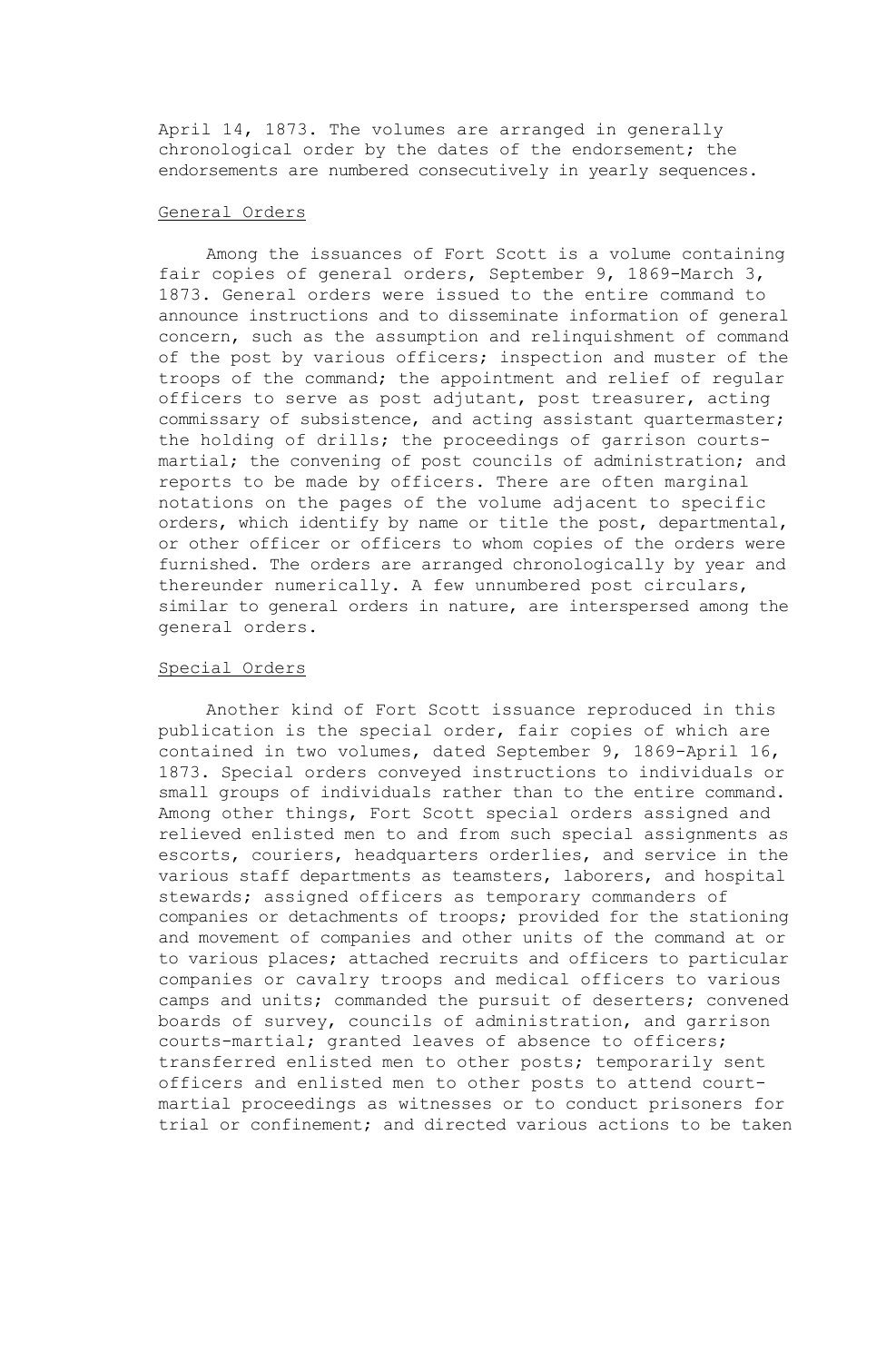April 14, 1873. The volumes are arranged in generally chronological order by the dates of the endorsement; the endorsements are numbered consecutively in yearly sequences.

## General Orders

Among the issuances of Fort Scott is a volume containing fair copies of general orders, September 9, 1869-March 3, 1873. General orders were issued to the entire command to announce instructions and to disseminate information of general concern, such as the assumption and relinquishment of command of the post by various officers; inspection and muster of the troops of the command; the appointment and relief of regular officers to serve as post adjutant, post treasurer, acting commissary of subsistence, and acting assistant quartermaster; the holding of drills; the proceedings of garrison courts-martial; the convening of post councils of administration; and reports to be made by officers. There are often marginal notations on the pages of the volume adjacent to specific orders, which identify by name or title the post, departmental, or other officer or officers to whom copies of the orders were furnished. The orders are arranged chronologically by year and thereunder numerically. A few unnumbered post circulars, similar to general orders in nature, are interspersed among the general orders.

## Special Orders

Another kind of Fort Scott issuance reproduced in this publication is the special order, fair copies of which are contained in two volumes, dated September 9, 1869-April 16, 1873. Special orders conveyed instructions to individuals or small groups of individuals rather than to the entire command. Among other things, Fort Scott special orders assigned and relieved enlisted men to and from such special assignments as escorts, couriers, headquarters orderlies, and service in the various staff departments as teamsters, laborers, and hospital stewards; assigned officers as temporary commanders of companies or detachments of troops; provided for the stationing and movement of companies and other units of the command at or to various places; attached recruits and officers to particular companies or cavalry troops and medical officers to various camps and units; commanded the pursuit of deserters; convened boards of survey, councils of administration, and garrison courts-martial; granted leaves of absence to officers; transferred enlisted men to other posts; temporarily sent officers and enlisted men to other posts to attend court-martial proceedings as witnesses or to conduct prisoners for trial or confinement; and directed various actions to be taken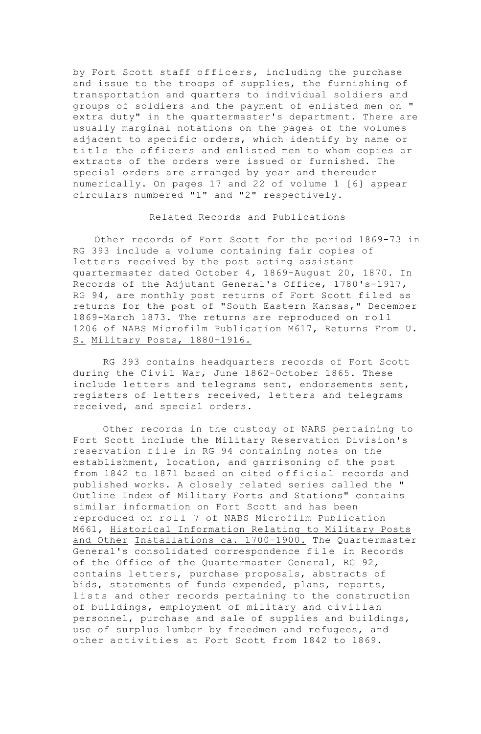by Fort Scott staff officers, including the purchase and issue to the troops of supplies, the furnishing of transportation and quarters to individual soldiers and groups of soldiers and the payment of enlisted men on "extra duty" in the quartermaster's department. There are usually marginal notations on the pages of the volumes adjacent to specific orders, which identify by name or title the officers and enlisted men to whom copies or extracts of the orders were issued or furnished. The special orders are arranged by year and thereuder numerically. On pages 17 and 22 of volume 1 [6] appear circulars numbered "1" and "2" respectively.

## Related Records and Publications

Other records of Fort Scott for the period 1869-73 in RG 393 include a volume containing fair copies of letters received by the post acting assistant quartermaster dated October 4, 1869-August 20, 1870. In Records of the Adjutant General's Office, 1780's-1917, RG 94, are monthly post returns of Fort Scott filed as returns for the post of "South Eastern Kansas," December 1869-March 1873. The returns are reproduced on roll 1206 of NABS Microfilm Publication M617, Returns From U. S. Military Posts, 1880-1916.

RG 393 contains headquarters records of Fort Scott during the Civil War, June 1862-October 1865. These include letters and telegrams sent, endorsements sent, registers of letters received, letters and telegrams received, and special orders.

Other records in the custody of NARS pertaining to Fort Scott include the Military Reservation Division's reservation file in RG 94 containing notes on the establishment, location, and garrisoning of the post from 1842 to 1871 based on cited official records and published works. A closely related series called the "Outline Index of Military Forts and Stations" contains similar information on Fort Scott and has been reproduced on roll 7 of NABS Microfilm Publication M661, Historical Information Relating to Military Posts and Other Installations ca. 1700-1900. The Quartermaster General's consolidated correspondence file in Records of the Office of the Quartermaster General, RG 92, contains letters, purchase proposals, abstracts of bids, statements of funds expended, plans, reports, lists and other records pertaining to the construction of buildings, employment of military and civilian personnel, purchase and sale of supplies and buildings, use of surplus lumber by freedmen and refugees, and other activities at Fort Scott from 1842 to 1869.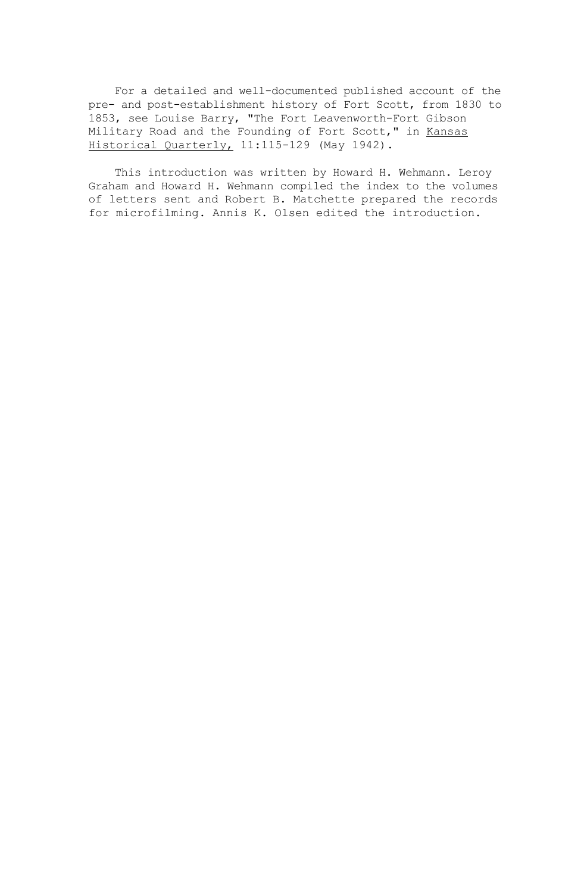For a detailed and well-documented published account of the pre- and post-establishment history of Fort Scott, from 1830 to 1853, see Louise Barry, "The Fort Leavenworth-Fort Gibson Military Road and the Founding of Fort Scott," in *Kansas Historical Quarterly,* 11:115-129 (May 1942).

This introduction was written by Howard H. Wehmann. Leroy Graham and Howard H. Wehmann compiled the index to the volumes of letters sent and Robert B. Matchette prepared the records for microfilming. Annis K. Olsen edited the introduction.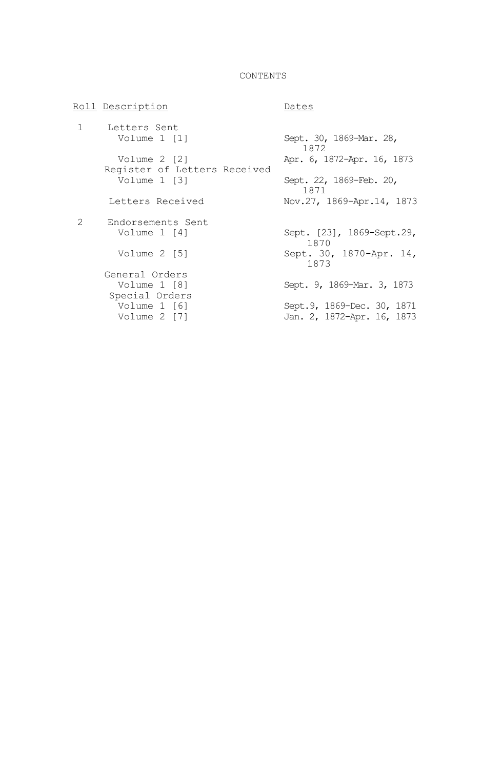# CONTENTS

| Roll | Description | Dates |
|---|---|---|
| 1 | Letters Sent | |
| | Volume 1 [1] | Sept. 30, 1869–Mar. 28, 1872 |
| | Volume 2 [2] | Apr. 6, 1872–Apr. 16, 1873 |
| | Register of Letters Received | |
| | Volume 1 [3] | Sept. 22, 1869–Feb. 20, 1871 |
| | Letters Received | Nov.27, 1869–Apr.14, 1873 |
| 2 | Endorsements Sent | |
| | Volume 1 [4] | Sept. [23], 1869–Sept.29, 1870 |
| | Volume 2 [5] | Sept. 30, 1870–Apr. 14, 1873 |
| | General Orders | |
| | Volume 1 [8] | Sept. 9, 1869–Mar. 3, 1873 |
| | Special Orders | |
| | Volume 1 [6] | Sept.9, 1869–Dec. 30, 1871 |
| | Volume 2 [7] | Jan. 2, 1872–Apr. 16, 1873 |